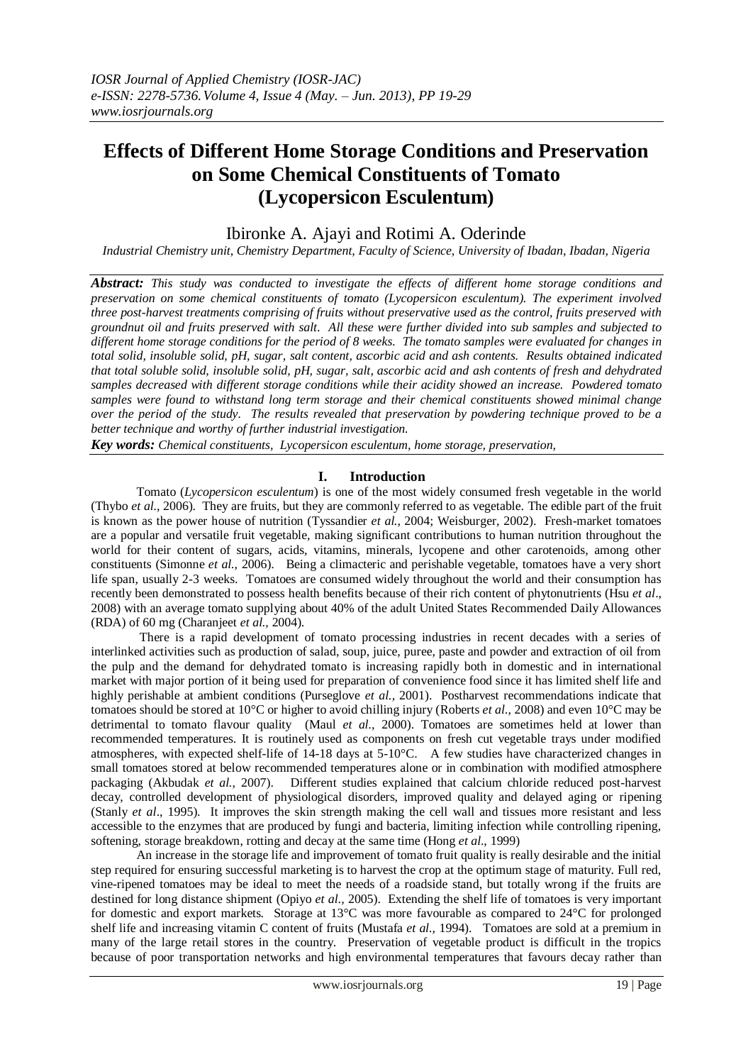# Effects of Different Home Storage Conditions and Preservation on Some Chemical Constituents of Tomato (Lycopersicon Esculentum)

Ibironke A. Ajayi and Rotimi A. Oderinde

*Industrial Chemistry unit, Chemistry Department, Faculty of Science, University of Ibadan, Ibadan, Nigeria*

***Abstract:*** *This study was conducted to investigate the effects of different home storage conditions and preservation on some chemical constituents of tomato (Lycopersicon esculentum). The experiment involved three post-harvest treatments comprising of fruits without preservative used as the control, fruits preserved with groundnut oil and fruits preserved with salt. All these were further divided into sub samples and subjected to different home storage conditions for the period of 8 weeks. The tomato samples were evaluated for changes in total solid, insoluble solid, pH, sugar, salt content, ascorbic acid and ash contents. Results obtained indicated that total soluble solid, insoluble solid, pH, sugar, salt, ascorbic acid and ash contents of fresh and dehydrated samples decreased with different storage conditions while their acidity showed an increase. Powdered tomato samples were found to withstand long term storage and their chemical constituents showed minimal change over the period of the study. The results revealed that preservation by powdering technique proved to be a better technique and worthy of further industrial investigation.*

***Key words:*** *Chemical constituents, Lycopersicon esculentum, home storage, preservation,*

## I. Introduction

Tomato (*Lycopersicon esculentum*) is one of the most widely consumed fresh vegetable in the world (Thybo *et al*., 2006). They are fruits, but they are commonly referred to as vegetable. The edible part of the fruit is known as the power house of nutrition (Tyssandier *et al.,* 2004; Weisburger, 2002). Fresh-market tomatoes are a popular and versatile fruit vegetable, making significant contributions to human nutrition throughout the world for their content of sugars, acids, vitamins, minerals, lycopene and other carotenoids, among other constituents (Simonne *et al.,* 2006). Being a climacteric and perishable vegetable, tomatoes have a very short life span, usually 2-3 weeks. Tomatoes are consumed widely throughout the world and their consumption has recently been demonstrated to possess health benefits because of their rich content of phytonutrients (Hsu *et al*., 2008) with an average tomato supplying about 40% of the adult United States Recommended Daily Allowances (RDA) of 60 mg (Charanjeet *et al.,* 2004).

There is a rapid development of tomato processing industries in recent decades with a series of interlinked activities such as production of salad, soup, juice, puree, paste and powder and extraction of oil from the pulp and the demand for dehydrated tomato is increasing rapidly both in domestic and in international market with major portion of it being used for preparation of convenience food since it has limited shelf life and highly perishable at ambient conditions (Purseglove *et al.,* 2001). Postharvest recommendations indicate that tomatoes should be stored at 10°C or higher to avoid chilling injury (Roberts *et al.,* 2008) and even 10°C may be detrimental to tomato flavour quality (Maul *et al.,* 2000). Tomatoes are sometimes held at lower than recommended temperatures. It is routinely used as components on fresh cut vegetable trays under modified atmospheres, with expected shelf-life of 14-18 days at 5-10°C. A few studies have characterized changes in small tomatoes stored at below recommended temperatures alone or in combination with modified atmosphere packaging (Akbudak *et al.,* 2007). Different studies explained that calcium chloride reduced post-harvest decay, controlled development of physiological disorders, improved quality and delayed aging or ripening (Stanly *et al*., 1995). It improves the skin strength making the cell wall and tissues more resistant and less accessible to the enzymes that are produced by fungi and bacteria, limiting infection while controlling ripening, softening, storage breakdown, rotting and decay at the same time (Hong *et al*., 1999)

An increase in the storage life and improvement of tomato fruit quality is really desirable and the initial step required for ensuring successful marketing is to harvest the crop at the optimum stage of maturity. Full red, vine-ripened tomatoes may be ideal to meet the needs of a roadside stand, but totally wrong if the fruits are destined for long distance shipment (Opiyo *et al*., 2005). Extending the shelf life of tomatoes is very important for domestic and export markets. Storage at 13°C was more favourable as compared to 24°C for prolonged shelf life and increasing vitamin C content of fruits (Mustafa *et al.,* 1994). Tomatoes are sold at a premium in many of the large retail stores in the country. Preservation of vegetable product is difficult in the tropics because of poor transportation networks and high environmental temperatures that favours decay rather than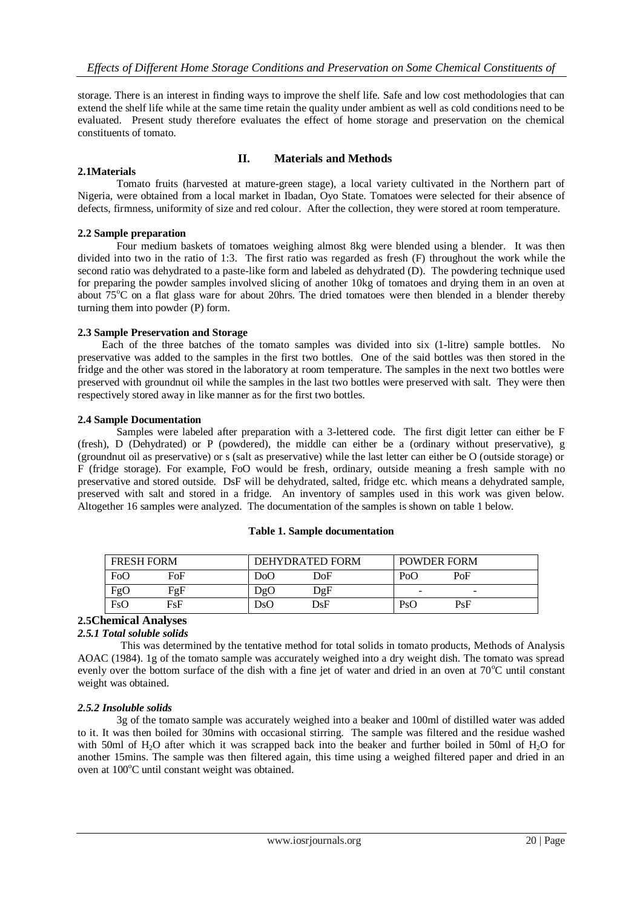storage. There is an interest in finding ways to improve the shelf life. Safe and low cost methodologies that can extend the shelf life while at the same time retain the quality under ambient as well as cold conditions need to be evaluated. Present study therefore evaluates the effect of home storage and preservation on the chemical constituents of tomato.

## II. Materials and Methods

### 2.1Materials

Tomato fruits (harvested at mature-green stage), a local variety cultivated in the Northern part of Nigeria, were obtained from a local market in Ibadan, Oyo State. Tomatoes were selected for their absence of defects, firmness, uniformity of size and red colour. After the collection, they were stored at room temperature.

### 2.2 Sample preparation

Four medium baskets of tomatoes weighing almost 8kg were blended using a blender. It was then divided into two in the ratio of 1:3. The first ratio was regarded as fresh (F) throughout the work while the second ratio was dehydrated to a paste-like form and labeled as dehydrated (D). The powdering technique used for preparing the powder samples involved slicing of another 10kg of tomatoes and drying them in an oven at about 75°C on a flat glass ware for about 20hrs. The dried tomatoes were then blended in a blender thereby turning them into powder (P) form.

### 2.3 Sample Preservation and Storage

Each of the three batches of the tomato samples was divided into six (1-litre) sample bottles. No preservative was added to the samples in the first two bottles. One of the said bottles was then stored in the fridge and the other was stored in the laboratory at room temperature. The samples in the next two bottles were preserved with groundnut oil while the samples in the last two bottles were preserved with salt. They were then respectively stored away in like manner as for the first two bottles.

### 2.4 Sample Documentation

Samples were labeled after preparation with a 3-lettered code. The first digit letter can either be F (fresh), D (Dehydrated) or P (powdered), the middle can either be a (ordinary without preservative), g (groundnut oil as preservative) or s (salt as preservative) while the last letter can either be O (outside storage) or F (fridge storage). For example, FoO would be fresh, ordinary, outside meaning a fresh sample with no preservative and stored outside. DsF will be dehydrated, salted, fridge etc. which means a dehydrated sample, preserved with salt and stored in a fridge. An inventory of samples used in this work was given below. Altogether 16 samples were analyzed. The documentation of the samples is shown on table 1 below.

**Table 1. Sample documentation**

| FRESH FORM | | DEHYDRATED FORM | | POWDER FORM | |
|---|---|---|---|---|---|
| FoO | FoF | DoO | DoF | PoO | PoF |
| FgO | FgF | DgO | DgF | - | - |
| FsO | FsF | DsO | DsF | PsO | PsF |

### 2.5Chemical Analyses

#### *2.5.1 Total soluble solids*

This was determined by the tentative method for total solids in tomato products, Methods of Analysis AOAC (1984). 1g of the tomato sample was accurately weighed into a dry weight dish. The tomato was spread evenly over the bottom surface of the dish with a fine jet of water and dried in an oven at 70°C until constant weight was obtained.

#### *2.5.2 Insoluble solids*

3g of the tomato sample was accurately weighed into a beaker and 100ml of distilled water was added to it. It was then boiled for 30mins with occasional stirring. The sample was filtered and the residue washed with 50ml of $H_2O$ after which it was scrapped back into the beaker and further boiled in 50ml of $H_2O$ for another 15mins. The sample was then filtered again, this time using a weighed filtered paper and dried in an oven at 100°C until constant weight was obtained.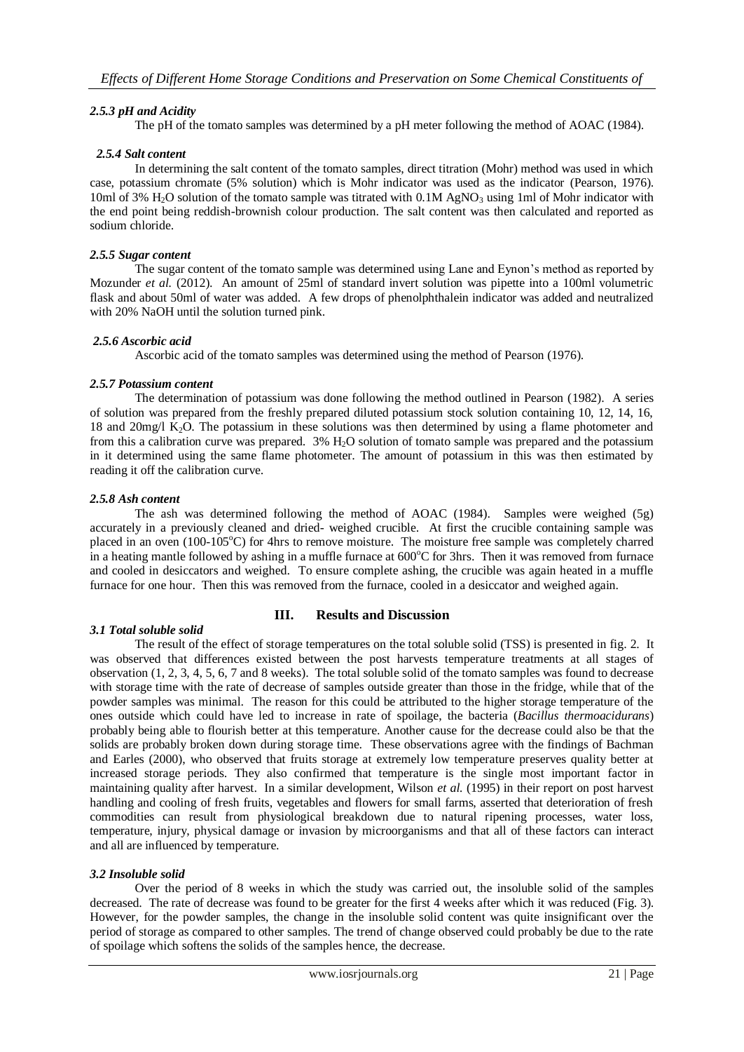### *2.5.3 pH and Acidity*

The pH of the tomato samples was determined by a pH meter following the method of AOAC (1984).

### *2.5.4 Salt content*

In determining the salt content of the tomato samples, direct titration (Mohr) method was used in which case, potassium chromate (5% solution) which is Mohr indicator was used as the indicator (Pearson, 1976). 10ml of 3% $H_2O$ solution of the tomato sample was titrated with 0.1M $AgNO_3$ using 1ml of Mohr indicator with the end point being reddish-brownish colour production. The salt content was then calculated and reported as sodium chloride.

### *2.5.5 Sugar content*

The sugar content of the tomato sample was determined using Lane and Eynon's method as reported by Mozunder *et al.* (2012). An amount of 25ml of standard invert solution was pipette into a 100ml volumetric flask and about 50ml of water was added. A few drops of phenolphthalein indicator was added and neutralized with 20% NaOH until the solution turned pink.

### *2.5.6 Ascorbic acid*

Ascorbic acid of the tomato samples was determined using the method of Pearson (1976).

### *2.5.7 Potassium content*

The determination of potassium was done following the method outlined in Pearson (1982). A series of solution was prepared from the freshly prepared diluted potassium stock solution containing 10, 12, 14, 16, 18 and 20mg/l $K_2O$. The potassium in these solutions was then determined by using a flame photometer and from this a calibration curve was prepared. 3% $H_2O$ solution of tomato sample was prepared and the potassium in it determined using the same flame photometer. The amount of potassium in this was then estimated by reading it off the calibration curve.

### *2.5.8 Ash content*

The ash was determined following the method of AOAC (1984). Samples were weighed (5g) accurately in a previously cleaned and dried- weighed crucible. At first the crucible containing sample was placed in an oven (100-105°C) for 4hrs to remove moisture. The moisture free sample was completely charred in a heating mantle followed by ashing in a muffle furnace at 600°C for 3hrs. Then it was removed from furnace and cooled in desiccators and weighed. To ensure complete ashing, the crucible was again heated in a muffle furnace for one hour. Then this was removed from the furnace, cooled in a desiccator and weighed again.

## III. Results and Discussion

### *3.1 Total soluble solid*

The result of the effect of storage temperatures on the total soluble solid (TSS) is presented in fig. 2. It was observed that differences existed between the post harvests temperature treatments at all stages of observation (1, 2, 3, 4, 5, 6, 7 and 8 weeks). The total soluble solid of the tomato samples was found to decrease with storage time with the rate of decrease of samples outside greater than those in the fridge, while that of the powder samples was minimal. The reason for this could be attributed to the higher storage temperature of the ones outside which could have led to increase in rate of spoilage, the bacteria (*Bacillus thermoacidurans*) probably being able to flourish better at this temperature. Another cause for the decrease could also be that the solids are probably broken down during storage time. These observations agree with the findings of Bachman and Earles (2000), who observed that fruits storage at extremely low temperature preserves quality better at increased storage periods. They also confirmed that temperature is the single most important factor in maintaining quality after harvest. In a similar development, Wilson *et al.* (1995) in their report on post harvest handling and cooling of fresh fruits, vegetables and flowers for small farms, asserted that deterioration of fresh commodities can result from physiological breakdown due to natural ripening processes, water loss, temperature, injury, physical damage or invasion by microorganisms and that all of these factors can interact and all are influenced by temperature.

### *3.2 Insoluble solid*

Over the period of 8 weeks in which the study was carried out, the insoluble solid of the samples decreased. The rate of decrease was found to be greater for the first 4 weeks after which it was reduced (Fig. 3). However, for the powder samples, the change in the insoluble solid content was quite insignificant over the period of storage as compared to other samples. The trend of change observed could probably be due to the rate of spoilage which softens the solids of the samples hence, the decrease.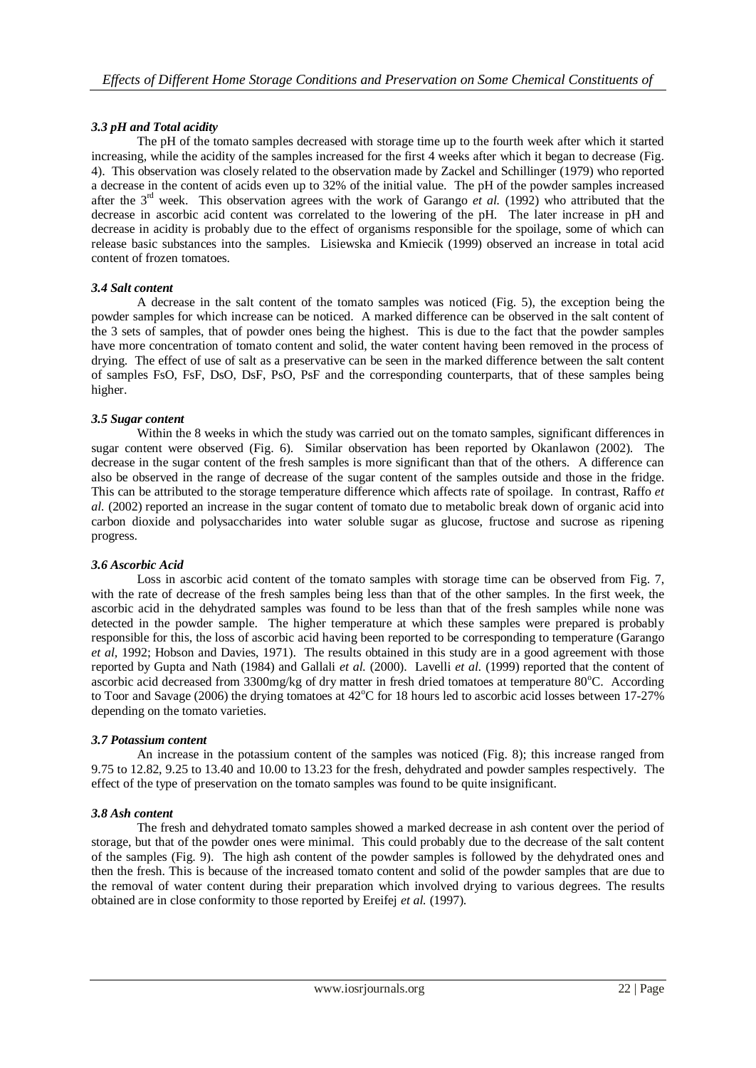### *3.3 pH and Total acidity*

The pH of the tomato samples decreased with storage time up to the fourth week after which it started increasing, while the acidity of the samples increased for the first 4 weeks after which it began to decrease (Fig. 4). This observation was closely related to the observation made by Zackel and Schillinger (1979) who reported a decrease in the content of acids even up to 32% of the initial value. The pH of the powder samples increased after the 3rd week. This observation agrees with the work of Garango *et al.* (1992) who attributed that the decrease in ascorbic acid content was correlated to the lowering of the pH. The later increase in pH and decrease in acidity is probably due to the effect of organisms responsible for the spoilage, some of which can release basic substances into the samples. Lisiewska and Kmiecik (1999) observed an increase in total acid content of frozen tomatoes.

### *3.4 Salt content*

A decrease in the salt content of the tomato samples was noticed (Fig. 5), the exception being the powder samples for which increase can be noticed. A marked difference can be observed in the salt content of the 3 sets of samples, that of powder ones being the highest. This is due to the fact that the powder samples have more concentration of tomato content and solid, the water content having been removed in the process of drying. The effect of use of salt as a preservative can be seen in the marked difference between the salt content of samples FsO, FsF, DsO, DsF, PsO, PsF and the corresponding counterparts, that of these samples being higher.

### *3.5 Sugar content*

Within the 8 weeks in which the study was carried out on the tomato samples, significant differences in sugar content were observed (Fig. 6). Similar observation has been reported by Okanlawon (2002). The decrease in the sugar content of the fresh samples is more significant than that of the others. A difference can also be observed in the range of decrease of the sugar content of the samples outside and those in the fridge. This can be attributed to the storage temperature difference which affects rate of spoilage. In contrast, Raffo *et al.* (2002) reported an increase in the sugar content of tomato due to metabolic break down of organic acid into carbon dioxide and polysaccharides into water soluble sugar as glucose, fructose and sucrose as ripening progress.

### *3.6 Ascorbic Acid*

Loss in ascorbic acid content of the tomato samples with storage time can be observed from Fig. 7, with the rate of decrease of the fresh samples being less than that of the other samples. In the first week, the ascorbic acid in the dehydrated samples was found to be less than that of the fresh samples while none was detected in the powder sample. The higher temperature at which these samples were prepared is probably responsible for this, the loss of ascorbic acid having been reported to be corresponding to temperature (Garango *et al*, 1992; Hobson and Davies, 1971). The results obtained in this study are in a good agreement with those reported by Gupta and Nath (1984) and Gallali *et al.* (2000). Lavelli *et al.* (1999) reported that the content of ascorbic acid decreased from 3300mg/kg of dry matter in fresh dried tomatoes at temperature 80°C. According to Toor and Savage (2006) the drying tomatoes at 42°C for 18 hours led to ascorbic acid losses between 17-27% depending on the tomato varieties.

### *3.7 Potassium content*

An increase in the potassium content of the samples was noticed (Fig. 8); this increase ranged from 9.75 to 12.82, 9.25 to 13.40 and 10.00 to 13.23 for the fresh, dehydrated and powder samples respectively. The effect of the type of preservation on the tomato samples was found to be quite insignificant.

### *3.8 Ash content*

The fresh and dehydrated tomato samples showed a marked decrease in ash content over the period of storage, but that of the powder ones were minimal. This could probably due to the decrease of the salt content of the samples (Fig. 9). The high ash content of the powder samples is followed by the dehydrated ones and then the fresh. This is because of the increased tomato content and solid of the powder samples that are due to the removal of water content during their preparation which involved drying to various degrees. The results obtained are in close conformity to those reported by Ereifej *et al.* (1997).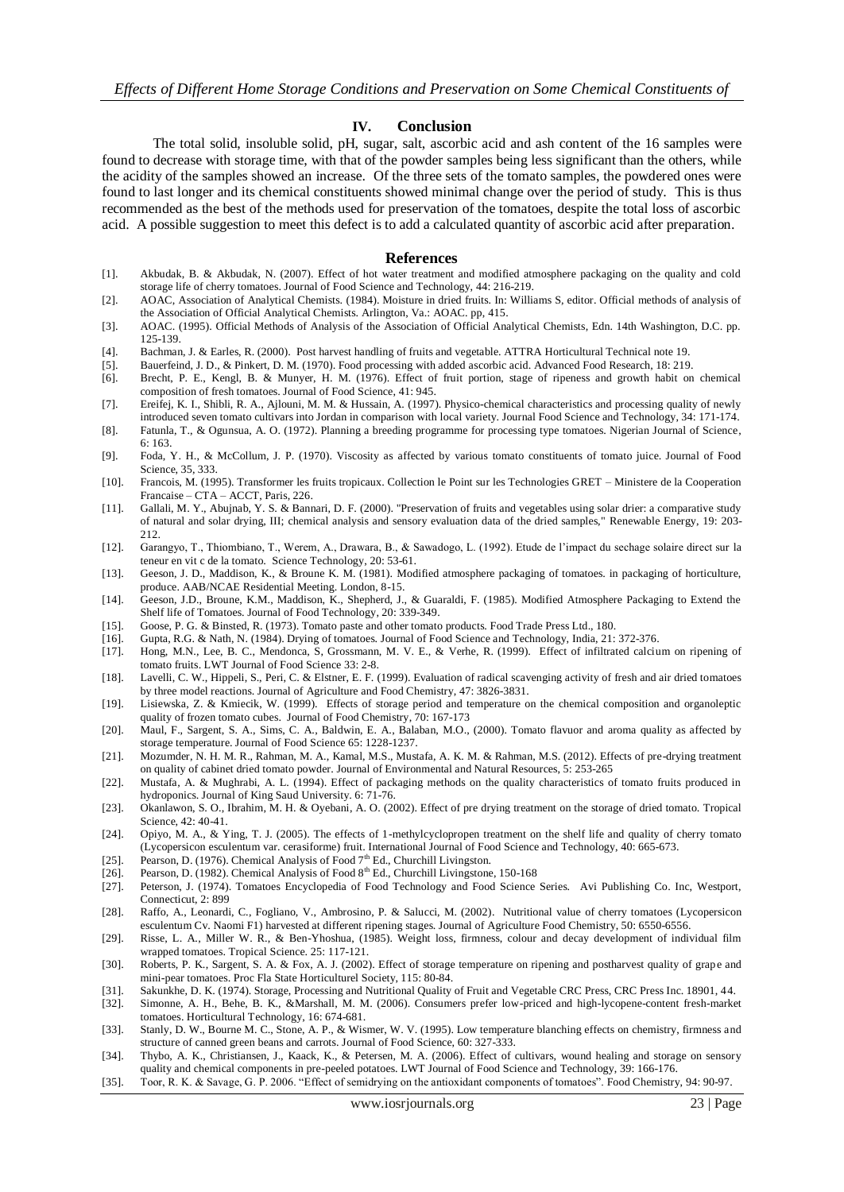## IV. Conclusion

The total solid, insoluble solid, pH, sugar, salt, ascorbic acid and ash content of the 16 samples were found to decrease with storage time, with that of the powder samples being less significant than the others, while the acidity of the samples showed an increase. Of the three sets of the tomato samples, the powdered ones were found to last longer and its chemical constituents showed minimal change over the period of study. This is thus recommended as the best of the methods used for preservation of the tomatoes, despite the total loss of ascorbic acid. A possible suggestion to meet this defect is to add a calculated quantity of ascorbic acid after preparation.

## References

[1]. Akbudak, B. & Akbudak, N. (2007). Effect of hot water treatment and modified atmosphere packaging on the quality and cold storage life of cherry tomatoes. Journal of Food Science and Technology, 44: 216-219.

[2]. AOAC, Association of Analytical Chemists. (1984). Moisture in dried fruits. In: Williams S, editor. Official methods of analysis of the Association of Official Analytical Chemists. Arlington, Va.: AOAC. pp, 415.

[3]. AOAC. (1995). Official Methods of Analysis of the Association of Official Analytical Chemists, Edn. 14th Washington, D.C. pp. 125-139.

[4]. Bachman, J. & Earles, R. (2000). Post harvest handling of fruits and vegetable. ATTRA Horticultural Technical note 19.

[5]. Bauerfeind, J. D., & Pinkert, D. M. (1970). Food processing with added ascorbic acid. Advanced Food Research, 18: 219.

[6]. Brecht, P. E., Kengl, B. & Munyer, H. M. (1976). Effect of fruit portion, stage of ripeness and growth habit on chemical composition of fresh tomatoes. Journal of Food Science, 41: 945.

[7]. Ereifej, K. I., Shibli, R. A., Ajlouni, M. M. & Hussain, A. (1997). Physico-chemical characteristics and processing quality of newly introduced seven tomato cultivars into Jordan in comparison with local variety. Journal Food Science and Technology, 34: 171-174.

[8]. Fatunla, T., & Ogunsua, A. O. (1972). Planning a breeding programme for processing type tomatoes. Nigerian Journal of Science, 6: 163.

[9]. Foda, Y. H., & McCollum, J. P. (1970). Viscosity as affected by various tomato constituents of tomato juice. Journal of Food Science, 35, 333.

[10]. Francois, M. (1995). Transformer les fruits tropicaux. Collection le Point sur les Technologies GRET – Ministere de la Cooperation Francaise – CTA – ACCT, Paris, 226.

[11]. Gallali, M. Y., Abujnab, Y. S. & Bannari, D. F. (2000). "Preservation of fruits and vegetables using solar drier: a comparative study of natural and solar drying, III; chemical analysis and sensory evaluation data of the dried samples," Renewable Energy, 19: 203-212.

[12]. Garangyo, T., Thiombiano, T., Werem, A., Drawara, B., & Sawadogo, L. (1992). Etude de l'impact du sechage solaire direct sur la teneur en vit c de la tomato. Science Technology, 20: 53-61.

[13]. Geeson, J. D., Maddison, K., & Broune K. M. (1981). Modified atmosphere packaging of tomatoes. in packaging of horticulture, produce. AAB/NCAE Residential Meeting. London, 8-15.

[14]. Geeson, J.D., Broune, K.M., Maddison, K., Shepherd, J., & Guaraldi, F. (1985). Modified Atmosphere Packaging to Extend the Shelf life of Tomatoes. Journal of Food Technology, 20: 339-349.

[15]. Goose, P. G. & Binsted, R. (1973). Tomato paste and other tomato products. Food Trade Press Ltd., 180.

[16]. Gupta, R.G. & Nath, N. (1984). Drying of tomatoes. Journal of Food Science and Technology, India, 21: 372-376.

[17]. Hong, M.N., Lee, B. C., Mendonca, S, Grossmann, M. V. E., & Verhe, R. (1999). Effect of infiltrated calcium on ripening of tomato fruits. LWT Journal of Food Science 33: 2-8.

[18]. Lavelli, C. W., Hippeli, S., Peri, C. & Elstner, E. F. (1999). Evaluation of radical scavenging activity of fresh and air dried tomatoes by three model reactions. Journal of Agriculture and Food Chemistry, 47: 3826-3831.

[19]. Lisiewska, Z. & Kmiecik, W. (1999). Effects of storage period and temperature on the chemical composition and organoleptic quality of frozen tomato cubes. Journal of Food Chemistry, 70: 167-173

[20]. Maul, F., Sargent, S. A., Sims, C. A., Baldwin, E. A., Balaban, M.O., (2000). Tomato flavuor and aroma quality as affected by storage temperature. Journal of Food Science 65: 1228-1237.

[21]. Mozumder, N. H. M. R., Rahman, M. A., Kamal, M.S., Mustafa, A. K. M. & Rahman, M.S. (2012). Effects of pre-drying treatment on quality of cabinet dried tomato powder. Journal of Environmental and Natural Resources, 5: 253-265

[22]. Mustafa, A. & Mughrabi, A. L. (1994). Effect of packaging methods on the quality characteristics of tomato fruits produced in hydroponics. Journal of King Saud University. 6: 71-76.

[23]. Okanlawon, S. O., Ibrahim, M. H. & Oyebani, A. O. (2002). Effect of pre drying treatment on the storage of dried tomato. Tropical Science, 42: 40-41.

[24]. Opiyo, M. A., & Ying, T. J. (2005). The effects of 1-methylcyclopropen treatment on the shelf life and quality of cherry tomato (Lycopersicon esculentum var. cerasiforme) fruit. International Journal of Food Science and Technology, 40: 665-673.

[25]. Pearson, D. (1976). Chemical Analysis of Food 7th Ed., Churchill Livingston.

[26]. Pearson, D. (1982). Chemical Analysis of Food 8th Ed., Churchill Livingstone, 150-168

[27]. Peterson, J. (1974). Tomatoes Encyclopedia of Food Technology and Food Science Series. Avi Publishing Co. Inc, Westport, Connecticut, 2: 899

[28]. Raffo, A., Leonardi, C., Fogliano, V., Ambrosino, P. & Salucci, M. (2002). Nutritional value of cherry tomatoes (Lycopersicon esculentum Cv. Naomi F1) harvested at different ripening stages. Journal of Agriculture Food Chemistry, 50: 6550-6556.

[29]. Risse, L. A., Miller W. R., & Ben-Yhoshua, (1985). Weight loss, firmness, colour and decay development of individual film wrapped tomatoes. Tropical Science. 25: 117-121.

[30]. Roberts, P. K., Sargent, S. A. & Fox, A. J. (2002). Effect of storage temperature on ripening and postharvest quality of grape and mini-pear tomatoes. Proc Fla State Horticulturel Society, 115: 80-84.

[31]. Sakunkhe, D. K. (1974). Storage, Processing and Nutritional Quality of Fruit and Vegetable CRC Press, CRC Press Inc. 18901, 44.

[32]. Simonne, A. H., Behe, B. K., &Marshall, M. M. (2006). Consumers prefer low-priced and high-lycopene-content fresh-market tomatoes. Horticultural Technology, 16: 674-681.

[33]. Stanly, D. W., Bourne M. C., Stone, A. P., & Wismer, W. V. (1995). Low temperature blanching effects on chemistry, firmness and structure of canned green beans and carrots. Journal of Food Science, 60: 327-333.

[34]. Thybo, A. K., Christiansen, J., Kaack, K., & Petersen, M. A. (2006). Effect of cultivars, wound healing and storage on sensory quality and chemical components in pre-peeled potatoes. LWT Journal of Food Science and Technology, 39: 166-176.

[35]. Toor, R. K. & Savage, G. P. 2006. "Effect of semidrying on the antioxidant components of tomatoes". Food Chemistry, 94: 90-97.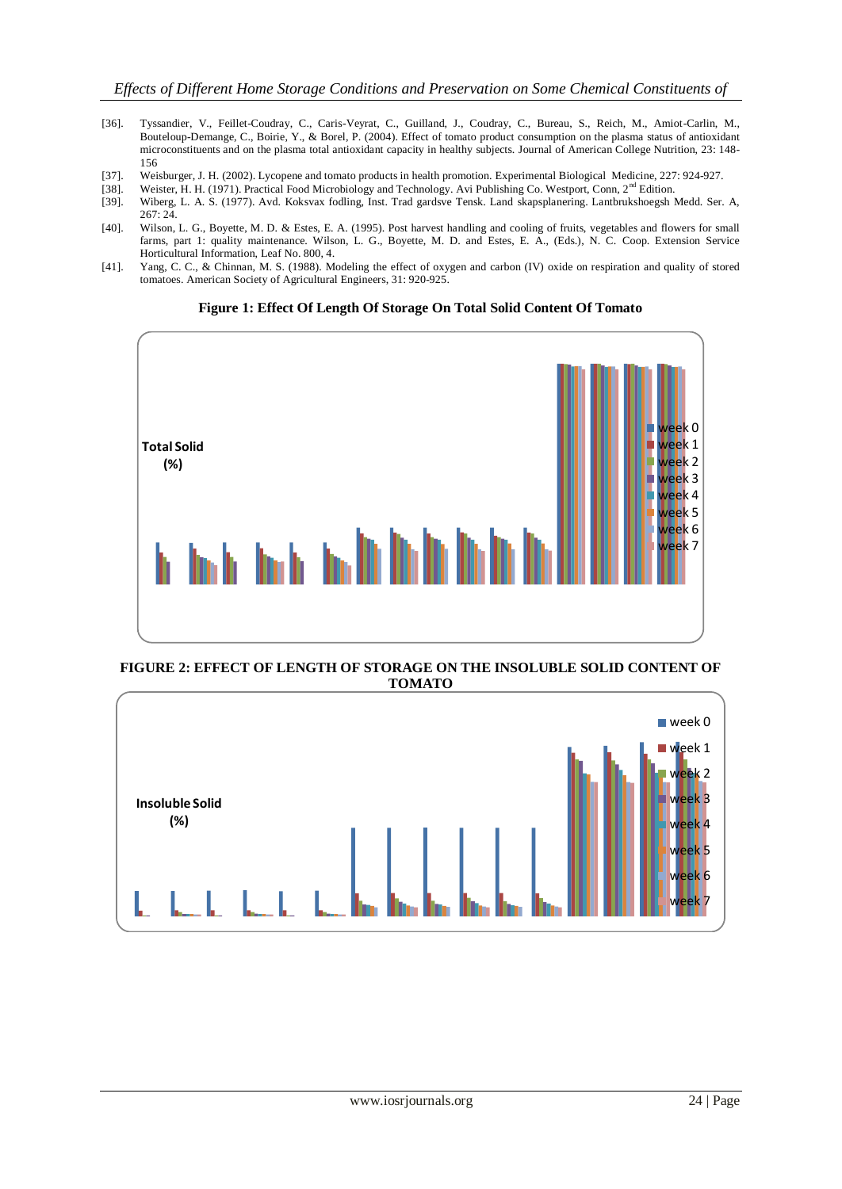[36]. Tyssandier, V., Feillet-Coudray, C., Caris-Veyrat, C., Guilland, J., Coudray, C., Bureau, S., Reich, M., Amiot-Carlin, M., Bouteloup-Demange, C., Boirie, Y., & Borel, P. (2004). Effect of tomato product consumption on the plasma status of antioxidant microconstituents and on the plasma total antioxidant capacity in healthy subjects. Journal of American College Nutrition, 23: 148-156

[37]. Weisburger, J. H. (2002). Lycopene and tomato products in health promotion. Experimental Biological Medicine, 227: 924-927.

[38]. Weister, H. H. (1971). Practical Food Microbiology and Technology. Avi Publishing Co. Westport, Conn, 2nd Edition.

[39]. Wiberg, L. A. S. (1977). Avd. Koksvax fodling, Inst. Trad gardsve Tensk. Land skapsplanering. Lantbrukshoegsh Medd. Ser. A, 267: 24.

[40]. Wilson, L. G., Boyette, M. D. & Estes, E. A. (1995). Post harvest handling and cooling of fruits, vegetables and flowers for small farms, part 1: quality maintenance. Wilson, L. G., Boyette, M. D. and Estes, E. A., (Eds.), N. C. Coop. Extension Service Horticultural Information, Leaf No. 800, 4.

[41]. Yang, C. C., & Chinnan, M. S. (1988). Modeling the effect of oxygen and carbon (IV) oxide on respiration and quality of stored tomatoes. American Society of Agricultural Engineers, 31: 920-925.

**Figure 1: Effect Of Length Of Storage On Total Solid Content Of Tomato**

Total Solid (%)

week 0, week 1, week 2, week 3, week 4, week 5, week 6, week 7

**FIGURE 2: EFFECT OF LENGTH OF STORAGE ON THE INSOLUBLE SOLID CONTENT OF TOMATO**

Insoluble Solid (%)

week 0, week 1, week 2, week 3, week 4, week 5, week 6, week 7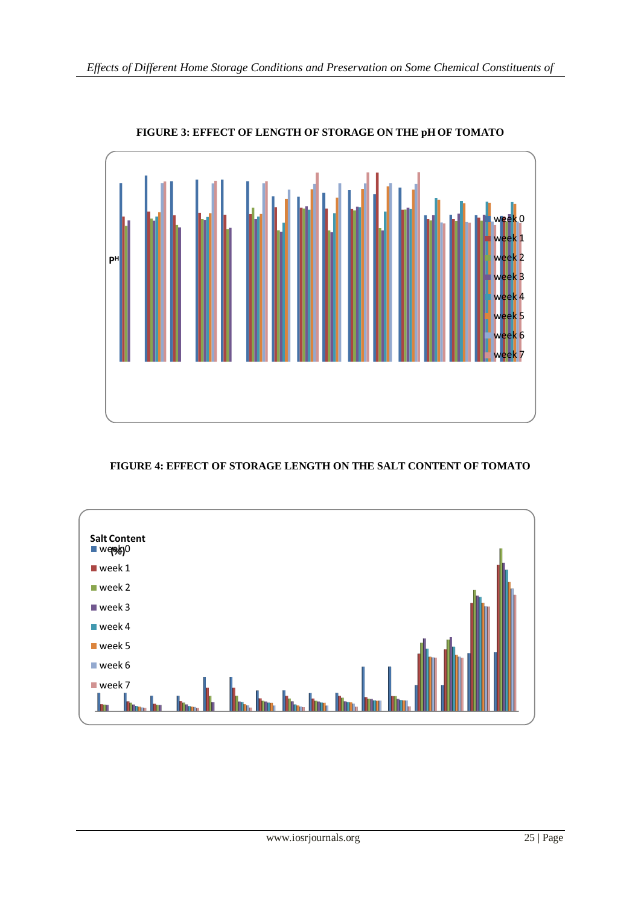**FIGURE 3: EFFECT OF LENGTH OF STORAGE ON THE pH OF TOMATO**

**FIGURE 4: EFFECT OF STORAGE LENGTH ON THE SALT CONTENT OF TOMATO**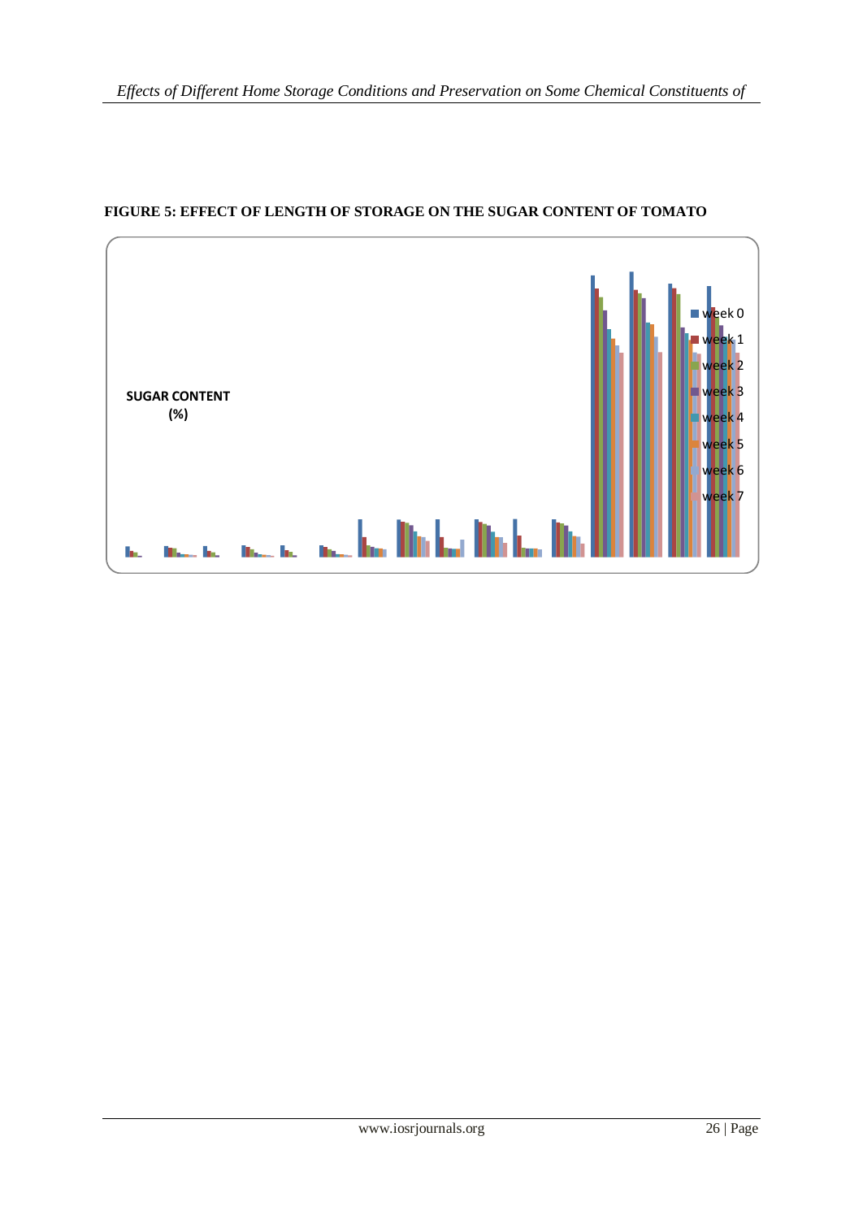**FIGURE 5: EFFECT OF LENGTH OF STORAGE ON THE SUGAR CONTENT OF TOMATO**

SUGAR CONTENT (%)

week 0
week 1
week 2
week 3
week 4
week 5
week 6
week 7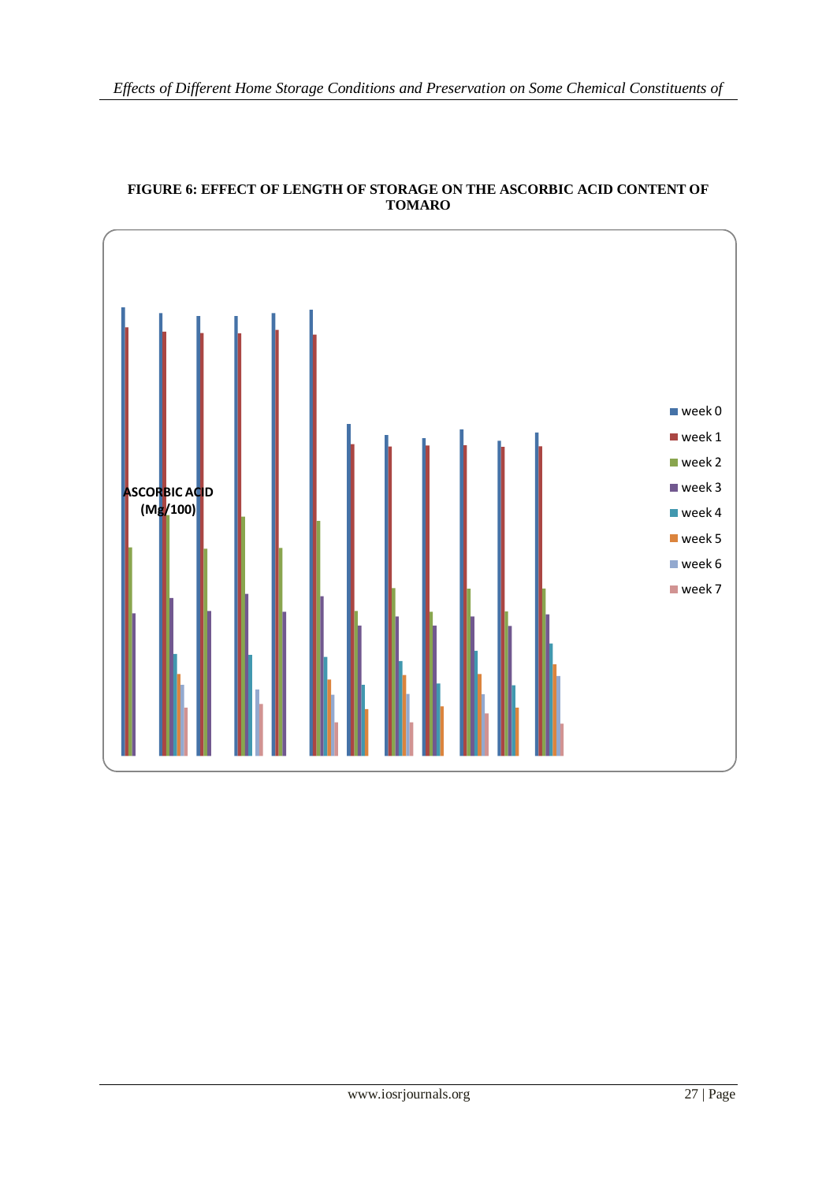**FIGURE 6: EFFECT OF LENGTH OF STORAGE ON THE ASCORBIC ACID CONTENT OF TOMARO**

ASCORBIC ACID (Mg/100)

■ week 0
■ week 1
■ week 2
■ week 3
■ week 4
■ week 5
■ week 6
■ week 7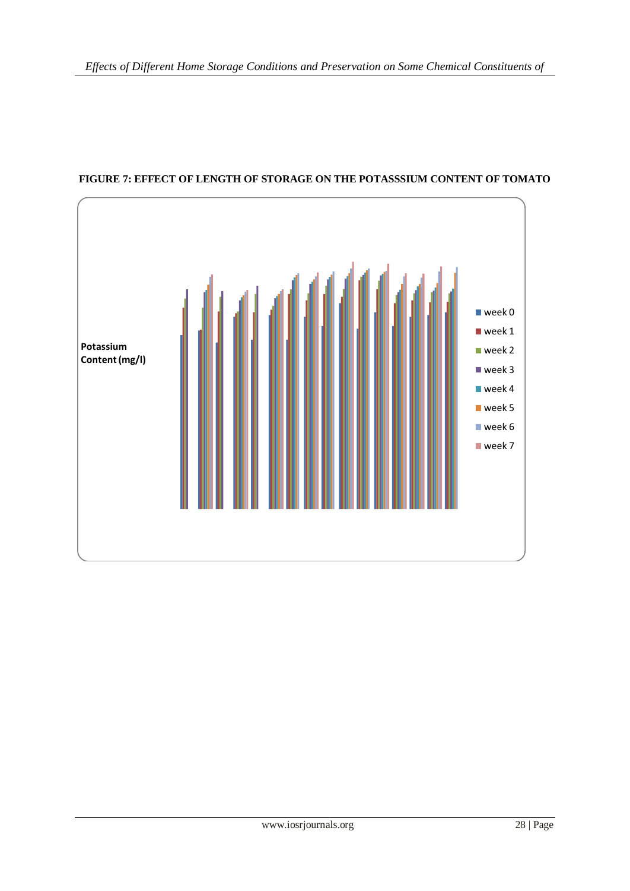**FIGURE 7: EFFECT OF LENGTH OF STORAGE ON THE POTASSSIUM CONTENT OF TOMATO**

Potassium Content (mg/l)

- week 0
- week 1
- week 2
- week 3
- week 4
- week 5
- week 6
- week 7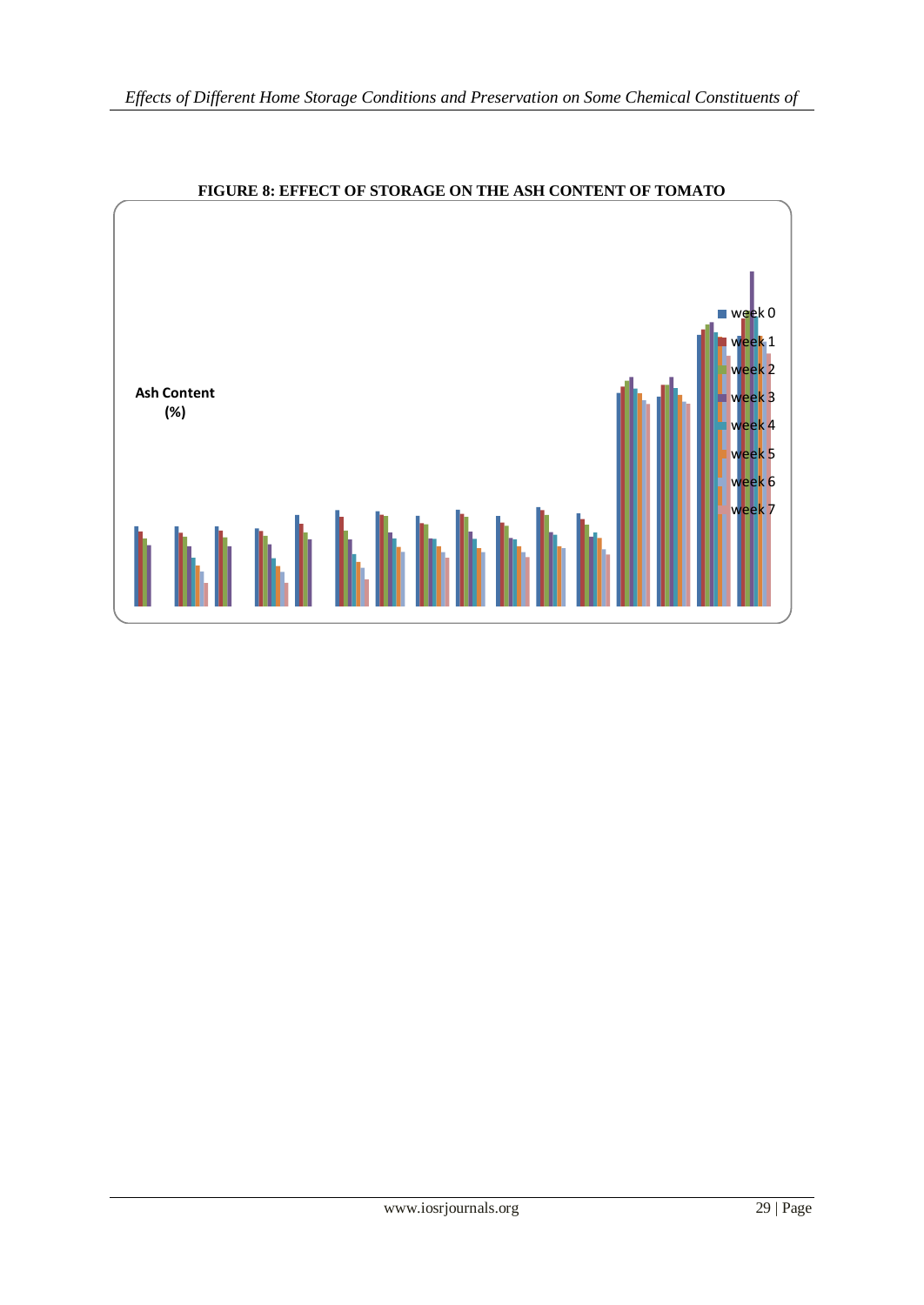**FIGURE 8: EFFECT OF STORAGE ON THE ASH CONTENT OF TOMATO**

Ash Content (%)

week 0
week 1
week 2
week 3
week 4
week 5
week 6
week 7